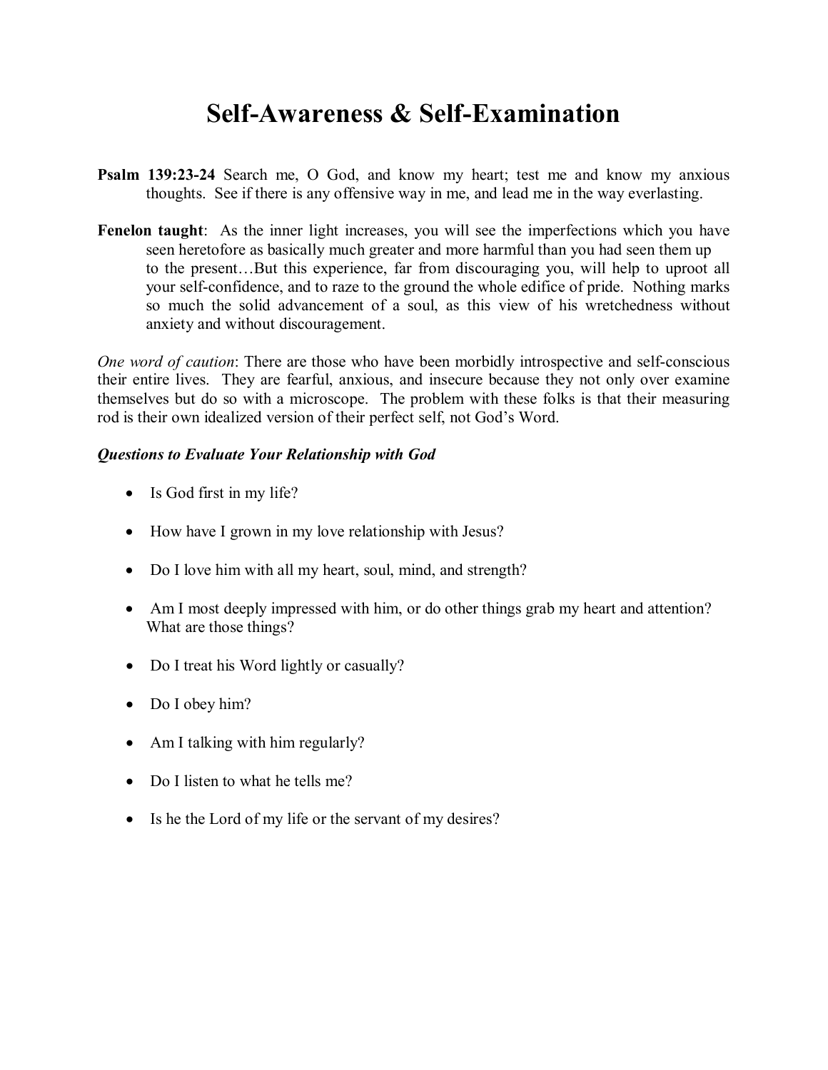# Self-Awareness & Self-Examination

**Psalm 139:23-24** Search me, O God, and know my heart; test me and know my anxious thoughts. See if there is any offensive way in me, and lead me in the way everlasting.

**Fenelon taught**: As the inner light increases, you will see the imperfections which you have seen heretofore as basically much greater and more harmful than you had seen them up to the present…But this experience, far from discouraging you, will help to uproot all your self-confidence, and to raze to the ground the whole edifice of pride. Nothing marks so much the solid advancement of a soul, as this view of his wretchedness without anxiety and without discouragement.

*One word of caution*: There are those who have been morbidly introspective and self-conscious their entire lives. They are fearful, anxious, and insecure because they not only over examine themselves but do so with a microscope. The problem with these folks is that their measuring rod is their own idealized version of their perfect self, not God's Word.

***Questions to Evaluate Your Relationship with God***

- Is God first in my life?
- How have I grown in my love relationship with Jesus?
- Do I love him with all my heart, soul, mind, and strength?
- Am I most deeply impressed with him, or do other things grab my heart and attention? What are those things?
- Do I treat his Word lightly or casually?
- Do I obey him?
- Am I talking with him regularly?
- Do I listen to what he tells me?
- Is he the Lord of my life or the servant of my desires?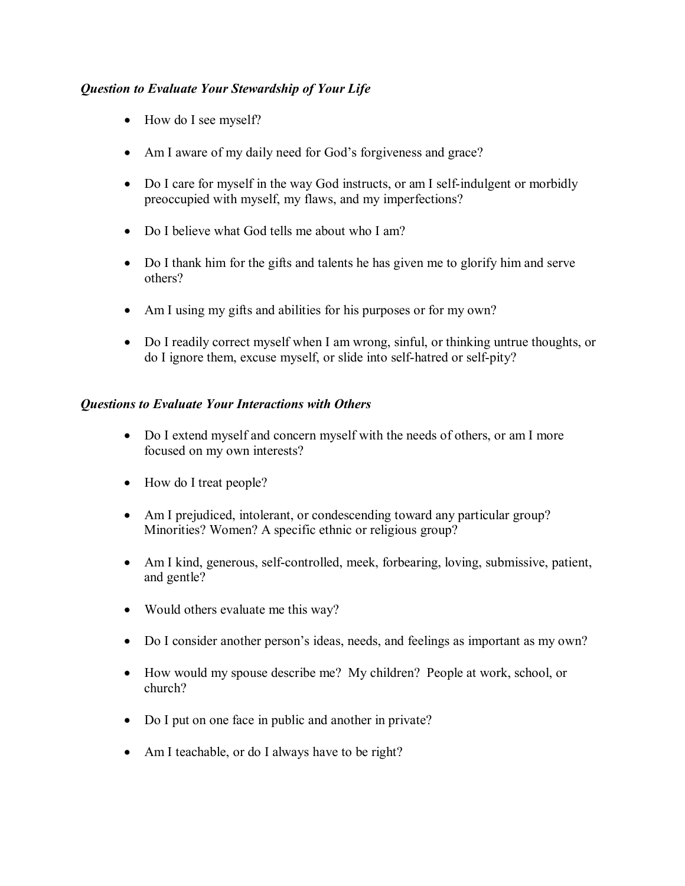### *Question to Evaluate Your Stewardship of Your Life*

- How do I see myself?
- Am I aware of my daily need for God's forgiveness and grace?
- Do I care for myself in the way God instructs, or am I self-indulgent or morbidly preoccupied with myself, my flaws, and my imperfections?
- Do I believe what God tells me about who I am?
- Do I thank him for the gifts and talents he has given me to glorify him and serve others?
- Am I using my gifts and abilities for his purposes or for my own?
- Do I readily correct myself when I am wrong, sinful, or thinking untrue thoughts, or do I ignore them, excuse myself, or slide into self-hatred or self-pity?

### *Questions to Evaluate Your Interactions with Others*

- Do I extend myself and concern myself with the needs of others, or am I more focused on my own interests?
- How do I treat people?
- Am I prejudiced, intolerant, or condescending toward any particular group? Minorities? Women? A specific ethnic or religious group?
- Am I kind, generous, self-controlled, meek, forbearing, loving, submissive, patient, and gentle?
- Would others evaluate me this way?
- Do I consider another person's ideas, needs, and feelings as important as my own?
- How would my spouse describe me? My children? People at work, school, or church?
- Do I put on one face in public and another in private?
- Am I teachable, or do I always have to be right?